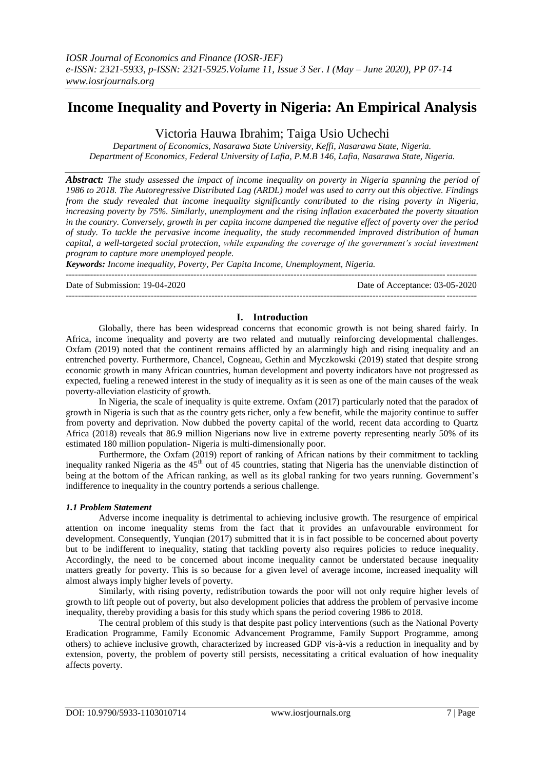# Income Inequality and Poverty in Nigeria: An Empirical Analysis

Victoria Hauwa Ibrahim; Taiga Usio Uchechi

*Department of Economics, Nasarawa State University, Keffi, Nasarawa State, Nigeria.*
*Department of Economics, Federal University of Lafia, P.M.B 146, Lafia, Nasarawa State, Nigeria.*

***Abstract:*** *The study assessed the impact of income inequality on poverty in Nigeria spanning the period of 1986 to 2018. The Autoregressive Distributed Lag (ARDL) model was used to carry out this objective. Findings from the study revealed that income inequality significantly contributed to the rising poverty in Nigeria, increasing poverty by 75%. Similarly, unemployment and the rising inflation exacerbated the poverty situation in the country. Conversely, growth in per capita income dampened the negative effect of poverty over the period of study. To tackle the pervasive income inequality, the study recommended improved distribution of human capital, a well-targeted social protection, while expanding the coverage of the government's social investment program to capture more unemployed people.*

***Keywords:*** *Income inequality, Poverty, Per Capita Income, Unemployment, Nigeria.*

Date of Submission: 19-04-2020 | Date of Acceptance: 03-05-2020

## I. Introduction

Globally, there has been widespread concerns that economic growth is not being shared fairly. In Africa, income inequality and poverty are two related and mutually reinforcing developmental challenges. Oxfam (2019) noted that the continent remains afflicted by an alarmingly high and rising inequality and an entrenched poverty. Furthermore, Chancel, Cogneau, Gethin and Myczkowski (2019) stated that despite strong economic growth in many African countries, human development and poverty indicators have not progressed as expected, fueling a renewed interest in the study of inequality as it is seen as one of the main causes of the weak poverty-alleviation elasticity of growth.

In Nigeria, the scale of inequality is quite extreme. Oxfam (2017) particularly noted that the paradox of growth in Nigeria is such that as the country gets richer, only a few benefit, while the majority continue to suffer from poverty and deprivation. Now dubbed the poverty capital of the world, recent data according to Quartz Africa (2018) reveals that 86.9 million Nigerians now live in extreme poverty representing nearly 50% of its estimated 180 million population- Nigeria is multi-dimensionally poor.

Furthermore, the Oxfam (2019) report of ranking of African nations by their commitment to tackling inequality ranked Nigeria as the 45th out of 45 countries, stating that Nigeria has the unenviable distinction of being at the bottom of the African ranking, as well as its global ranking for two years running. Government's indifference to inequality in the country portends a serious challenge.

### *1.1 Problem Statement*

Adverse income inequality is detrimental to achieving inclusive growth. The resurgence of empirical attention on income inequality stems from the fact that it provides an unfavourable environment for development. Consequently, Yunqian (2017) submitted that it is in fact possible to be concerned about poverty but to be indifferent to inequality, stating that tackling poverty also requires policies to reduce inequality. Accordingly, the need to be concerned about income inequality cannot be understated because inequality matters greatly for poverty. This is so because for a given level of average income, increased inequality will almost always imply higher levels of poverty.

Similarly, with rising poverty, redistribution towards the poor will not only require higher levels of growth to lift people out of poverty, but also development policies that address the problem of pervasive income inequality, thereby providing a basis for this study which spans the period covering 1986 to 2018.

The central problem of this study is that despite past policy interventions (such as the National Poverty Eradication Programme, Family Economic Advancement Programme, Family Support Programme, among others) to achieve inclusive growth, characterized by increased GDP vis-à-vis a reduction in inequality and by extension, poverty, the problem of poverty still persists, necessitating a critical evaluation of how inequality affects poverty.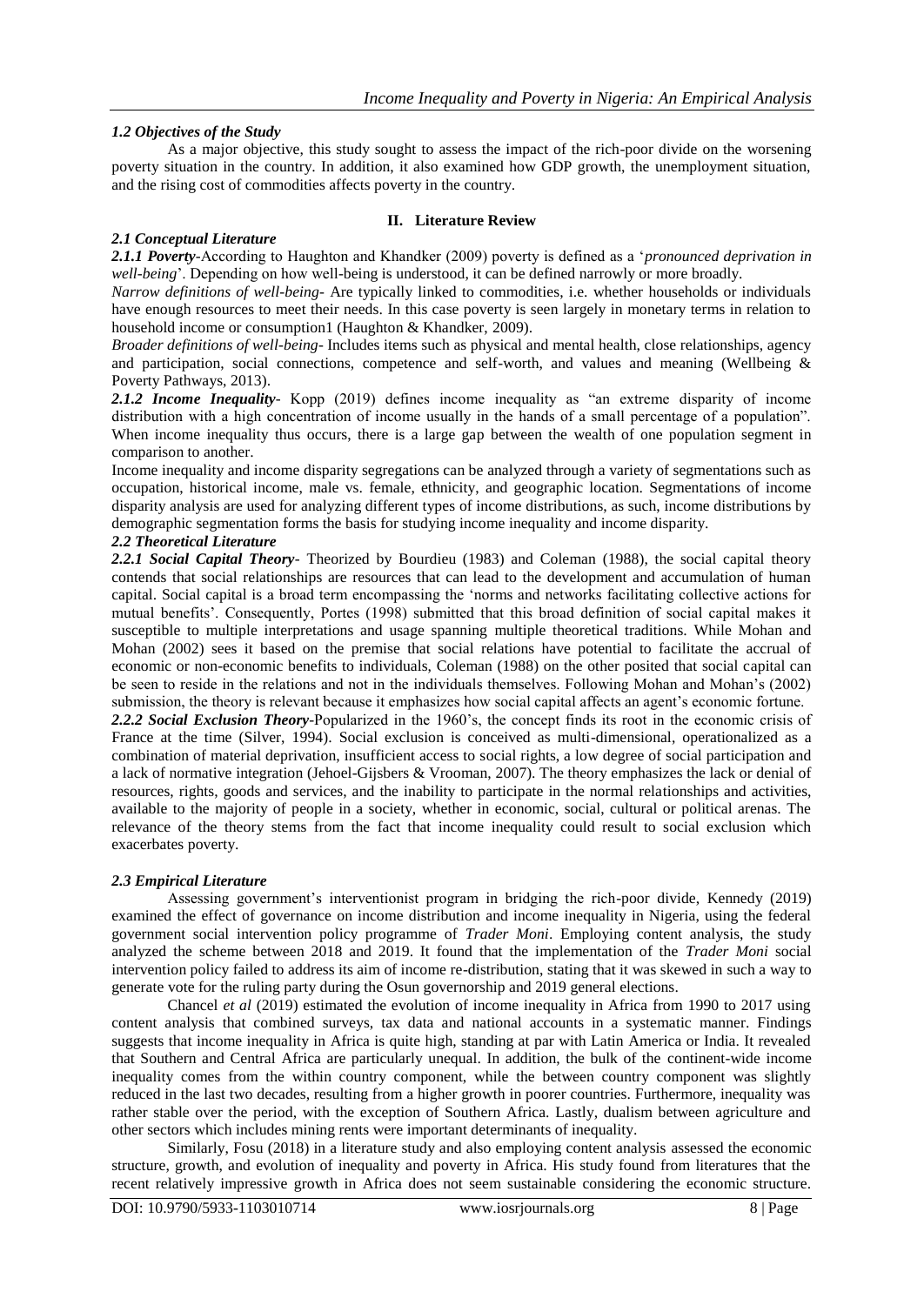### *1.2 Objectives of the Study*

As a major objective, this study sought to assess the impact of the rich-poor divide on the worsening poverty situation in the country. In addition, it also examined how GDP growth, the unemployment situation, and the rising cost of commodities affects poverty in the country.

## II. Literature Review

### *2.1 Conceptual Literature*

***2.1.1 Poverty***-According to Haughton and Khandker (2009) poverty is defined as a '*pronounced deprivation in well-being*'. Depending on how well-being is understood, it can be defined narrowly or more broadly.

*Narrow definitions of well-being*- Are typically linked to commodities, i.e. whether households or individuals have enough resources to meet their needs. In this case poverty is seen largely in monetary terms in relation to household income or consumption1 (Haughton & Khandker, 2009).

*Broader definitions of well-being*- Includes items such as physical and mental health, close relationships, agency and participation, social connections, competence and self-worth, and values and meaning (Wellbeing & Poverty Pathways, 2013).

***2.1.2 Income Inequality***- Kopp (2019) defines income inequality as "an extreme disparity of income distribution with a high concentration of income usually in the hands of a small percentage of a population". When income inequality thus occurs, there is a large gap between the wealth of one population segment in comparison to another.

Income inequality and income disparity segregations can be analyzed through a variety of segmentations such as occupation, historical income, male vs. female, ethnicity, and geographic location. Segmentations of income disparity analysis are used for analyzing different types of income distributions, as such, income distributions by demographic segmentation forms the basis for studying income inequality and income disparity.

### *2.2 Theoretical Literature*

***2.2.1 Social Capital Theory***- Theorized by Bourdieu (1983) and Coleman (1988), the social capital theory contends that social relationships are resources that can lead to the development and accumulation of human capital. Social capital is a broad term encompassing the 'norms and networks facilitating collective actions for mutual benefits'. Consequently, Portes (1998) submitted that this broad definition of social capital makes it susceptible to multiple interpretations and usage spanning multiple theoretical traditions. While Mohan and Mohan (2002) sees it based on the premise that social relations have potential to facilitate the accrual of economic or non-economic benefits to individuals, Coleman (1988) on the other posited that social capital can be seen to reside in the relations and not in the individuals themselves. Following Mohan and Mohan's (2002) submission, the theory is relevant because it emphasizes how social capital affects an agent's economic fortune.

***2.2.2 Social Exclusion Theory***-Popularized in the 1960's, the concept finds its root in the economic crisis of France at the time (Silver, 1994). Social exclusion is conceived as multi-dimensional, operationalized as a combination of material deprivation, insufficient access to social rights, a low degree of social participation and a lack of normative integration (Jehoel-Gijsbers & Vrooman, 2007). The theory emphasizes the lack or denial of resources, rights, goods and services, and the inability to participate in the normal relationships and activities, available to the majority of people in a society, whether in economic, social, cultural or political arenas. The relevance of the theory stems from the fact that income inequality could result to social exclusion which exacerbates poverty.

### *2.3 Empirical Literature*

Assessing government's interventionist program in bridging the rich-poor divide, Kennedy (2019) examined the effect of governance on income distribution and income inequality in Nigeria, using the federal government social intervention policy programme of *Trader Moni*. Employing content analysis, the study analyzed the scheme between 2018 and 2019. It found that the implementation of the *Trader Moni* social intervention policy failed to address its aim of income re-distribution, stating that it was skewed in such a way to generate vote for the ruling party during the Osun governorship and 2019 general elections.

Chancel *et al* (2019) estimated the evolution of income inequality in Africa from 1990 to 2017 using content analysis that combined surveys, tax data and national accounts in a systematic manner. Findings suggests that income inequality in Africa is quite high, standing at par with Latin America or India. It revealed that Southern and Central Africa are particularly unequal. In addition, the bulk of the continent-wide income inequality comes from the within country component, while the between country component was slightly reduced in the last two decades, resulting from a higher growth in poorer countries. Furthermore, inequality was rather stable over the period, with the exception of Southern Africa. Lastly, dualism between agriculture and other sectors which includes mining rents were important determinants of inequality.

Similarly, Fosu (2018) in a literature study and also employing content analysis assessed the economic structure, growth, and evolution of inequality and poverty in Africa. His study found from literatures that the recent relatively impressive growth in Africa does not seem sustainable considering the economic structure.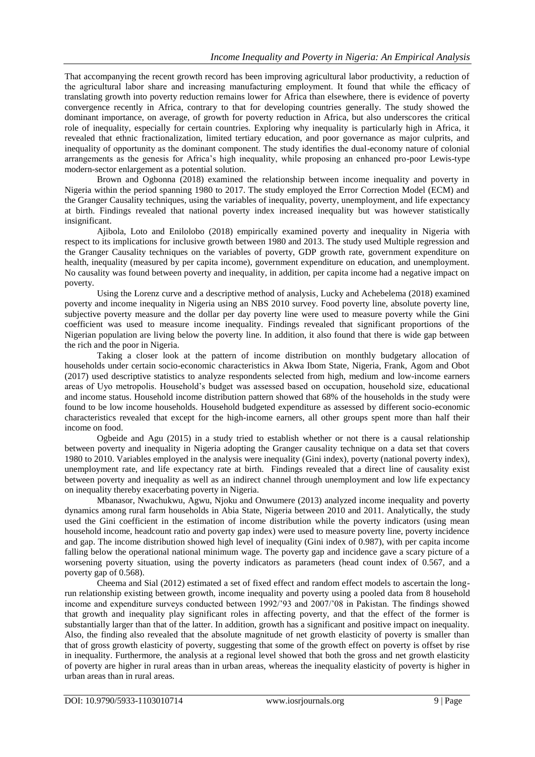That accompanying the recent growth record has been improving agricultural labor productivity, a reduction of the agricultural labor share and increasing manufacturing employment. It found that while the efficacy of translating growth into poverty reduction remains lower for Africa than elsewhere, there is evidence of poverty convergence recently in Africa, contrary to that for developing countries generally. The study showed the dominant importance, on average, of growth for poverty reduction in Africa, but also underscores the critical role of inequality, especially for certain countries. Exploring why inequality is particularly high in Africa, it revealed that ethnic fractionalization, limited tertiary education, and poor governance as major culprits, and inequality of opportunity as the dominant component. The study identifies the dual-economy nature of colonial arrangements as the genesis for Africa's high inequality, while proposing an enhanced pro-poor Lewis-type modern-sector enlargement as a potential solution.

Brown and Ogbonna (2018) examined the relationship between income inequality and poverty in Nigeria within the period spanning 1980 to 2017. The study employed the Error Correction Model (ECM) and the Granger Causality techniques, using the variables of inequality, poverty, unemployment, and life expectancy at birth. Findings revealed that national poverty index increased inequality but was however statistically insignificant.

Ajibola, Loto and Enilolobo (2018) empirically examined poverty and inequality in Nigeria with respect to its implications for inclusive growth between 1980 and 2013. The study used Multiple regression and the Granger Causality techniques on the variables of poverty, GDP growth rate, government expenditure on health, inequality (measured by per capita income), government expenditure on education, and unemployment. No causality was found between poverty and inequality, in addition, per capita income had a negative impact on poverty.

Using the Lorenz curve and a descriptive method of analysis, Lucky and Achebelema (2018) examined poverty and income inequality in Nigeria using an NBS 2010 survey. Food poverty line, absolute poverty line, subjective poverty measure and the dollar per day poverty line were used to measure poverty while the Gini coefficient was used to measure income inequality. Findings revealed that significant proportions of the Nigerian population are living below the poverty line. In addition, it also found that there is wide gap between the rich and the poor in Nigeria.

Taking a closer look at the pattern of income distribution on monthly budgetary allocation of households under certain socio-economic characteristics in Akwa Ibom State, Nigeria, Frank, Agom and Obot (2017) used descriptive statistics to analyze respondents selected from high, medium and low-income earners areas of Uyo metropolis. Household's budget was assessed based on occupation, household size, educational and income status. Household income distribution pattern showed that 68% of the households in the study were found to be low income households. Household budgeted expenditure as assessed by different socio-economic characteristics revealed that except for the high-income earners, all other groups spent more than half their income on food.

Ogbeide and Agu (2015) in a study tried to establish whether or not there is a causal relationship between poverty and inequality in Nigeria adopting the Granger causality technique on a data set that covers 1980 to 2010. Variables employed in the analysis were inequality (Gini index), poverty (national poverty index), unemployment rate, and life expectancy rate at birth. Findings revealed that a direct line of causality exist between poverty and inequality as well as an indirect channel through unemployment and low life expectancy on inequality thereby exacerbating poverty in Nigeria.

Mbanasor, Nwachukwu, Agwu, Njoku and Onwumere (2013) analyzed income inequality and poverty dynamics among rural farm households in Abia State, Nigeria between 2010 and 2011. Analytically, the study used the Gini coefficient in the estimation of income distribution while the poverty indicators (using mean household income, headcount ratio and poverty gap index) were used to measure poverty line, poverty incidence and gap. The income distribution showed high level of inequality (Gini index of 0.987), with per capita income falling below the operational national minimum wage. The poverty gap and incidence gave a scary picture of a worsening poverty situation, using the poverty indicators as parameters (head count index of 0.567, and a poverty gap of 0.568).

Cheema and Sial (2012) estimated a set of fixed effect and random effect models to ascertain the long-run relationship existing between growth, income inequality and poverty using a pooled data from 8 household income and expenditure surveys conducted between 1992/'93 and 2007/'08 in Pakistan. The findings showed that growth and inequality play significant roles in affecting poverty, and that the effect of the former is substantially larger than that of the latter. In addition, growth has a significant and positive impact on inequality. Also, the finding also revealed that the absolute magnitude of net growth elasticity of poverty is smaller than that of gross growth elasticity of poverty, suggesting that some of the growth effect on poverty is offset by rise in inequality. Furthermore, the analysis at a regional level showed that both the gross and net growth elasticity of poverty are higher in rural areas than in urban areas, whereas the inequality elasticity of poverty is higher in urban areas than in rural areas.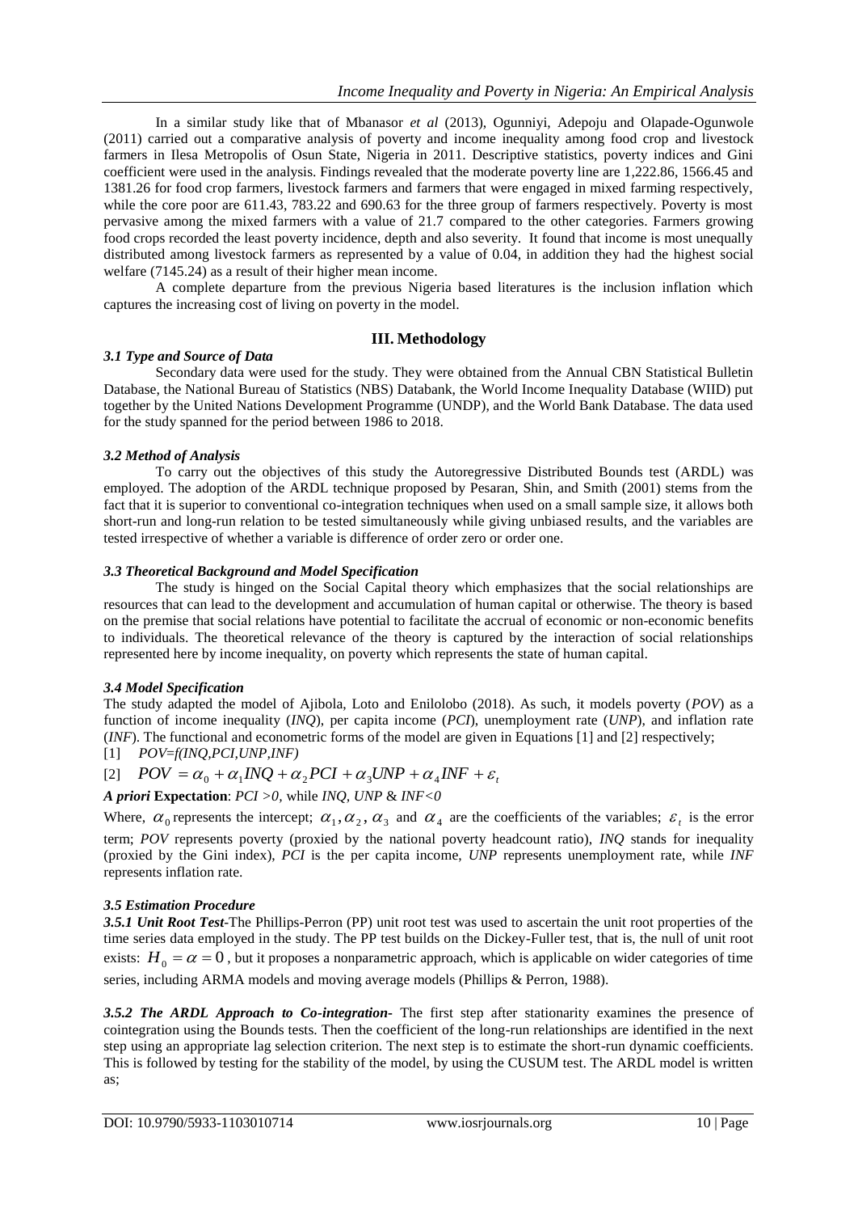In a similar study like that of Mbanasor *et al* (2013), Ogunniyi, Adepoju and Olapade-Ogunwole (2011) carried out a comparative analysis of poverty and income inequality among food crop and livestock farmers in Ilesa Metropolis of Osun State, Nigeria in 2011. Descriptive statistics, poverty indices and Gini coefficient were used in the analysis. Findings revealed that the moderate poverty line are 1,222.86, 1566.45 and 1381.26 for food crop farmers, livestock farmers and farmers that were engaged in mixed farming respectively, while the core poor are 611.43, 783.22 and 690.63 for the three group of farmers respectively. Poverty is most pervasive among the mixed farmers with a value of 21.7 compared to the other categories. Farmers growing food crops recorded the least poverty incidence, depth and also severity. It found that income is most unequally distributed among livestock farmers as represented by a value of 0.04, in addition they had the highest social welfare (7145.24) as a result of their higher mean income.

A complete departure from the previous Nigeria based literatures is the inclusion inflation which captures the increasing cost of living on poverty in the model.

## III. Methodology

### *3.1 Type and Source of Data*

Secondary data were used for the study. They were obtained from the Annual CBN Statistical Bulletin Database, the National Bureau of Statistics (NBS) Databank, the World Income Inequality Database (WIID) put together by the United Nations Development Programme (UNDP), and the World Bank Database. The data used for the study spanned for the period between 1986 to 2018.

### *3.2 Method of Analysis*

To carry out the objectives of this study the Autoregressive Distributed Bounds test (ARDL) was employed. The adoption of the ARDL technique proposed by Pesaran, Shin, and Smith (2001) stems from the fact that it is superior to conventional co-integration techniques when used on a small sample size, it allows both short-run and long-run relation to be tested simultaneously while giving unbiased results, and the variables are tested irrespective of whether a variable is difference of order zero or order one.

### *3.3 Theoretical Background and Model Specification*

The study is hinged on the Social Capital theory which emphasizes that the social relationships are resources that can lead to the development and accumulation of human capital or otherwise. The theory is based on the premise that social relations have potential to facilitate the accrual of economic or non-economic benefits to individuals. The theoretical relevance of the theory is captured by the interaction of social relationships represented here by income inequality, on poverty which represents the state of human capital.

### *3.4 Model Specification*

The study adapted the model of Ajibola, Loto and Enilolobo (2018). As such, it models poverty (*POV*) as a function of income inequality (*INQ*), per capita income (*PCI*), unemployment rate (*UNP*), and inflation rate (*INF*). The functional and econometric forms of the model are given in Equations [1] and [2] respectively;

[1] *POV=f(INQ,PCI,UNP,INF)*

[2] $POV = \alpha_0 + \alpha_1 INQ + \alpha_2 PCI + \alpha_3 UNP + \alpha_4 INF + \varepsilon_t$

***A priori* Expectation**: *PCI >0,* while *INQ, UNP* & *INF<0*

Where, $\alpha_0$ represents the intercept; $\alpha_1, \alpha_2, \alpha_3$ and $\alpha_4$ are the coefficients of the variables; $\varepsilon_t$ is the error term; *POV* represents poverty (proxied by the national poverty headcount ratio), *INQ* stands for inequality (proxied by the Gini index), *PCI* is the per capita income, *UNP* represents unemployment rate, while *INF* represents inflation rate.

### *3.5 Estimation Procedure*

***3.5.1 Unit Root Test-*** The Phillips-Perron (PP) unit root test was used to ascertain the unit root properties of the time series data employed in the study. The PP test builds on the Dickey-Fuller test, that is, the null of unit root exists: $H_0 = \alpha = 0$, but it proposes a nonparametric approach, which is applicable on wider categories of time series, including ARMA models and moving average models (Phillips & Perron, 1988).

***3.5.2 The ARDL Approach to Co-integration-*** The first step after stationarity examines the presence of cointegration using the Bounds tests. Then the coefficient of the long-run relationships are identified in the next step using an appropriate lag selection criterion. The next step is to estimate the short-run dynamic coefficients. This is followed by testing for the stability of the model, by using the CUSUM test. The ARDL model is written as;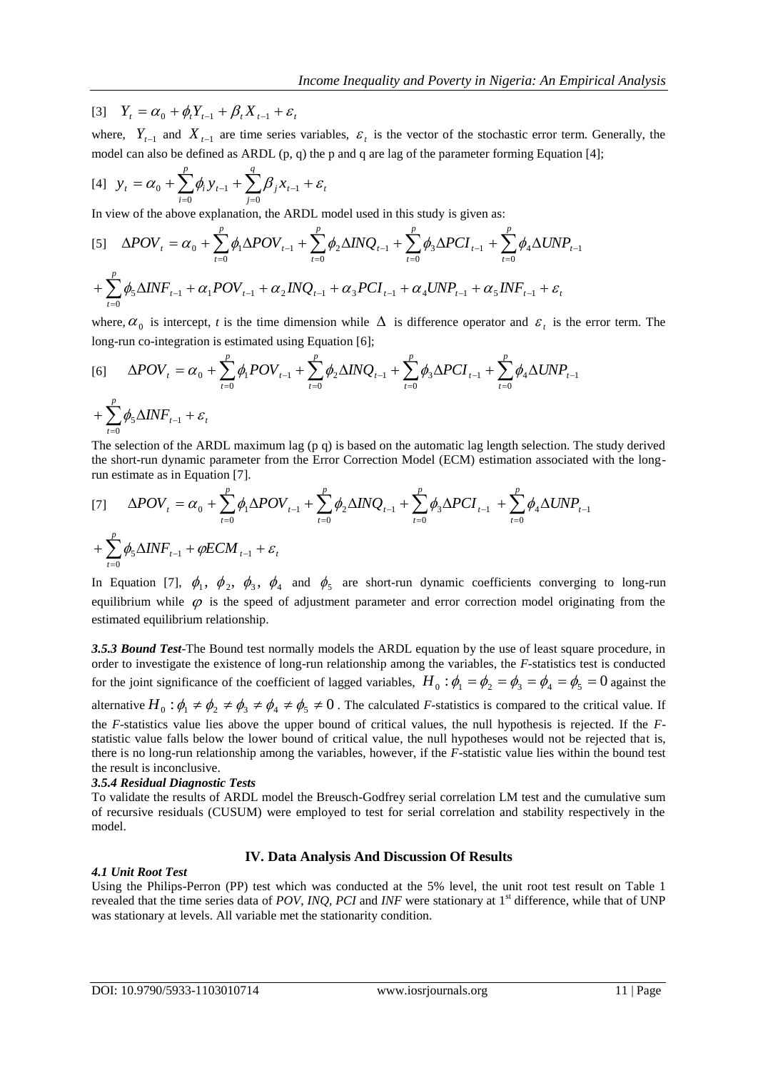[3] $Y_t = \alpha_0 + \phi_t Y_{t-1} + \beta_t X_{t-1} + \varepsilon_t$

where, $Y_{t-1}$ and $X_{t-1}$ are time series variables, $\varepsilon_t$ is the vector of the stochastic error term. Generally, the model can also be defined as ARDL (p, q) the p and q are lag of the parameter forming Equation [4];

[4] $y_t = \alpha_0 + \sum_{i=0}^{p} \phi_i y_{t-1} + \sum_{j=0}^{q} \beta_j x_{t-1} + \varepsilon_t$

In view of the above explanation, the ARDL model used in this study is given as:

$$[5] \quad \Delta POV_t = \alpha_0 + \sum_{t=0}^{p} \phi_1 \Delta POV_{t-1} + \sum_{t=0}^{p} \phi_2 \Delta INQ_{t-1} + \sum_{t=0}^{p} \phi_3 \Delta PCI_{t-1} + \sum_{t=0}^{p} \phi_4 \Delta UNP_{t-1}$$

$$+ \sum_{t=0}^{p} \phi_5 \Delta INF_{t-1} + \alpha_1 POV_{t-1} + \alpha_2 INQ_{t-1} + \alpha_3 PCI_{t-1} + \alpha_4 UNP_{t-1} + \alpha_5 INF_{t-1} + \varepsilon_t$$

where, $\alpha_0$ is intercept, *t* is the time dimension while $\Delta$ is difference operator and $\varepsilon_t$ is the error term. The long-run co-integration is estimated using Equation [6];

$$[6] \quad \Delta POV_t = \alpha_0 + \sum_{t=0}^{p} \phi_1 POV_{t-1} + \sum_{t=0}^{p} \phi_2 \Delta INQ_{t-1} + \sum_{t=0}^{p} \phi_3 \Delta PCI_{t-1} + \sum_{t=0}^{p} \phi_4 \Delta UNP_{t-1}$$

$$+ \sum_{t=0}^{p} \phi_5 \Delta INF_{t-1} + \varepsilon_t$$

The selection of the ARDL maximum lag (p q) is based on the automatic lag length selection. The study derived the short-run dynamic parameter from the Error Correction Model (ECM) estimation associated with the long-run estimate as in Equation [7].

$$[7] \quad \Delta POV_t = \alpha_0 + \sum_{t=0}^{p} \phi_1 \Delta POV_{t-1} + \sum_{t=0}^{p} \phi_2 \Delta INQ_{t-1} + \sum_{t=0}^{p} \phi_3 \Delta PCI_{t-1} + \sum_{t=0}^{p} \phi_4 \Delta UNP_{t-1}$$

$$+ \sum_{t=0}^{p} \phi_5 \Delta INF_{t-1} + \varphi ECM_{t-1} + \varepsilon_t$$

In Equation [7], $\phi_1$, $\phi_2$, $\phi_3$, $\phi_4$ and $\phi_5$ are short-run dynamic coefficients converging to long-run equilibrium while $\varphi$ is the speed of adjustment parameter and error correction model originating from the estimated equilibrium relationship.

***3.5.3 Bound Test***-The Bound test normally models the ARDL equation by the use of least square procedure, in order to investigate the existence of long-run relationship among the variables, the *F*-statistics test is conducted for the joint significance of the coefficient of lagged variables, $H_0 : \phi_1 = \phi_2 = \phi_3 = \phi_4 = \phi_5 = 0$ against the alternative $H_0 : \phi_1 \neq \phi_2 \neq \phi_3 \neq \phi_4 \neq \phi_5 \neq 0$. The calculated *F*-statistics is compared to the critical value. If the *F*-statistics value lies above the upper bound of critical values, the null hypothesis is rejected. If the *F*-statistic value falls below the lower bound of critical value, the null hypotheses would not be rejected that is, there is no long-run relationship among the variables, however, if the *F*-statistic value lies within the bound test the result is inconclusive.

***3.5.4 Residual Diagnostic Tests***

To validate the results of ARDL model the Breusch-Godfrey serial correlation LM test and the cumulative sum of recursive residuals (CUSUM) were employed to test for serial correlation and stability respectively in the model.

## IV. Data Analysis And Discussion Of Results

***4.1 Unit Root Test***

Using the Philips-Perron (PP) test which was conducted at the 5% level, the unit root test result on Table 1 revealed that the time series data of *POV*, *INQ, PCI* and *INF* were stationary at 1st difference, while that of UNP was stationary at levels. All variable met the stationarity condition.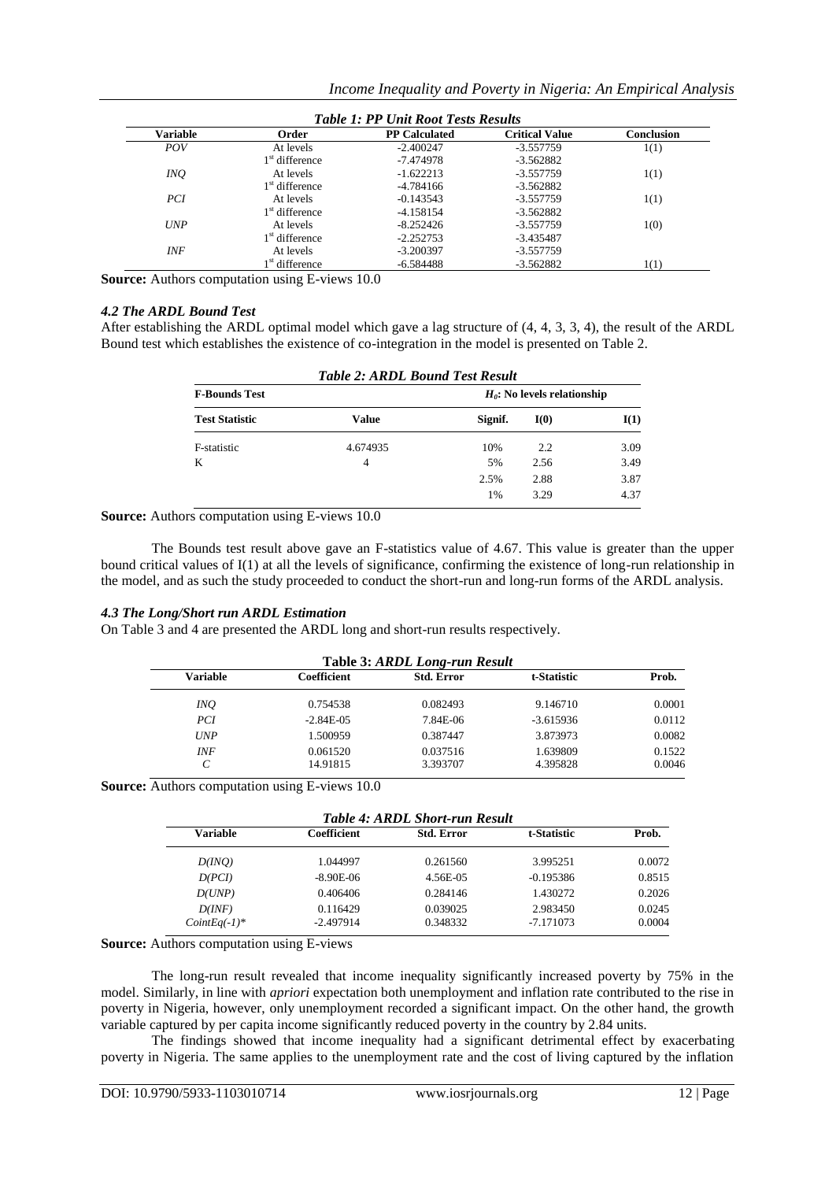*Table 1: PP Unit Root Tests Results*

| Variable | Order | PP Calculated | Critical Value | Conclusion |
|---|---|---|---|---|
| *POV* | At levels | -2.400247 | -3.557759 | I(1) |
| | 1st difference | -7.474978 | -3.562882 | |
| *INQ* | At levels | -1.622213 | -3.557759 | I(1) |
| | 1st difference | -4.784166 | -3.562882 | |
| *PCI* | At levels | -0.143543 | -3.557759 | I(1) |
| | 1st difference | -4.158154 | -3.562882 | |
| *UNP* | At levels | -8.252426 | -3.557759 | I(0) |
| | 1st difference | -2.252753 | -3.435487 | |
| *INF* | At levels | -3.200397 | -3.557759 | |
| | 1st difference | -6.584488 | -3.562882 | I(1) |

**Source:** Authors computation using E-views 10.0

### *4.2 The ARDL Bound Test*

After establishing the ARDL optimal model which gave a lag structure of (4, 4, 3, 3, 4), the result of the ARDL Bound test which establishes the existence of co-integration in the model is presented on Table 2.

*Table 2: ARDL Bound Test Result*

| F-Bounds Test | | $H_0$: No levels relationship | | |
|---|---|---|---|---|
| **Test Statistic** | **Value** | **Signif.** | **I(0)** | **I(1)** |
| F-statistic | 4.674935 | 10% | 2.2 | 3.09 |
| K | 4 | 5% | 2.56 | 3.49 |
| | | 2.5% | 2.88 | 3.87 |
| | | 1% | 3.29 | 4.37 |

**Source:** Authors computation using E-views 10.0

The Bounds test result above gave an F-statistics value of 4.67. This value is greater than the upper bound critical values of I(1) at all the levels of significance, confirming the existence of long-run relationship in the model, and as such the study proceeded to conduct the short-run and long-run forms of the ARDL analysis.

### *4.3 The Long/Short run ARDL Estimation*

On Table 3 and 4 are presented the ARDL long and short-run results respectively.

**Table 3:** *ARDL Long-run Result*

| Variable | Coefficient | Std. Error | t-Statistic | Prob. |
|---|---|---|---|---|
| *INQ* | 0.754538 | 0.082493 | 9.146710 | 0.0001 |
| *PCI* | -2.84E-05 | 7.84E-06 | -3.615936 | 0.0112 |
| *UNP* | 1.500959 | 0.387447 | 3.873973 | 0.0082 |
| *INF* | 0.061520 | 0.037516 | 1.639809 | 0.1522 |
| *C* | 14.91815 | 3.393707 | 4.395828 | 0.0046 |

**Source:** Authors computation using E-views 10.0

*Table 4: ARDL Short-run Result*

| Variable | Coefficient | Std. Error | t-Statistic | Prob. |
|---|---|---|---|---|
| *D(INQ)* | 1.044997 | 0.261560 | 3.995251 | 0.0072 |
| *D(PCI)* | -8.90E-06 | 4.56E-05 | -0.195386 | 0.8515 |
| *D(UNP)* | 0.406406 | 0.284146 | 1.430272 | 0.2026 |
| *D(INF)* | 0.116429 | 0.039025 | 2.983450 | 0.0245 |
| *CointEq(-1)** | -2.497914 | 0.348332 | -7.171073 | 0.0004 |

**Source:** Authors computation using E-views

The long-run result revealed that income inequality significantly increased poverty by 75% in the model. Similarly, in line with *apriori* expectation both unemployment and inflation rate contributed to the rise in poverty in Nigeria, however, only unemployment recorded a significant impact. On the other hand, the growth variable captured by per capita income significantly reduced poverty in the country by 2.84 units.

The findings showed that income inequality had a significant detrimental effect by exacerbating poverty in Nigeria. The same applies to the unemployment rate and the cost of living captured by the inflation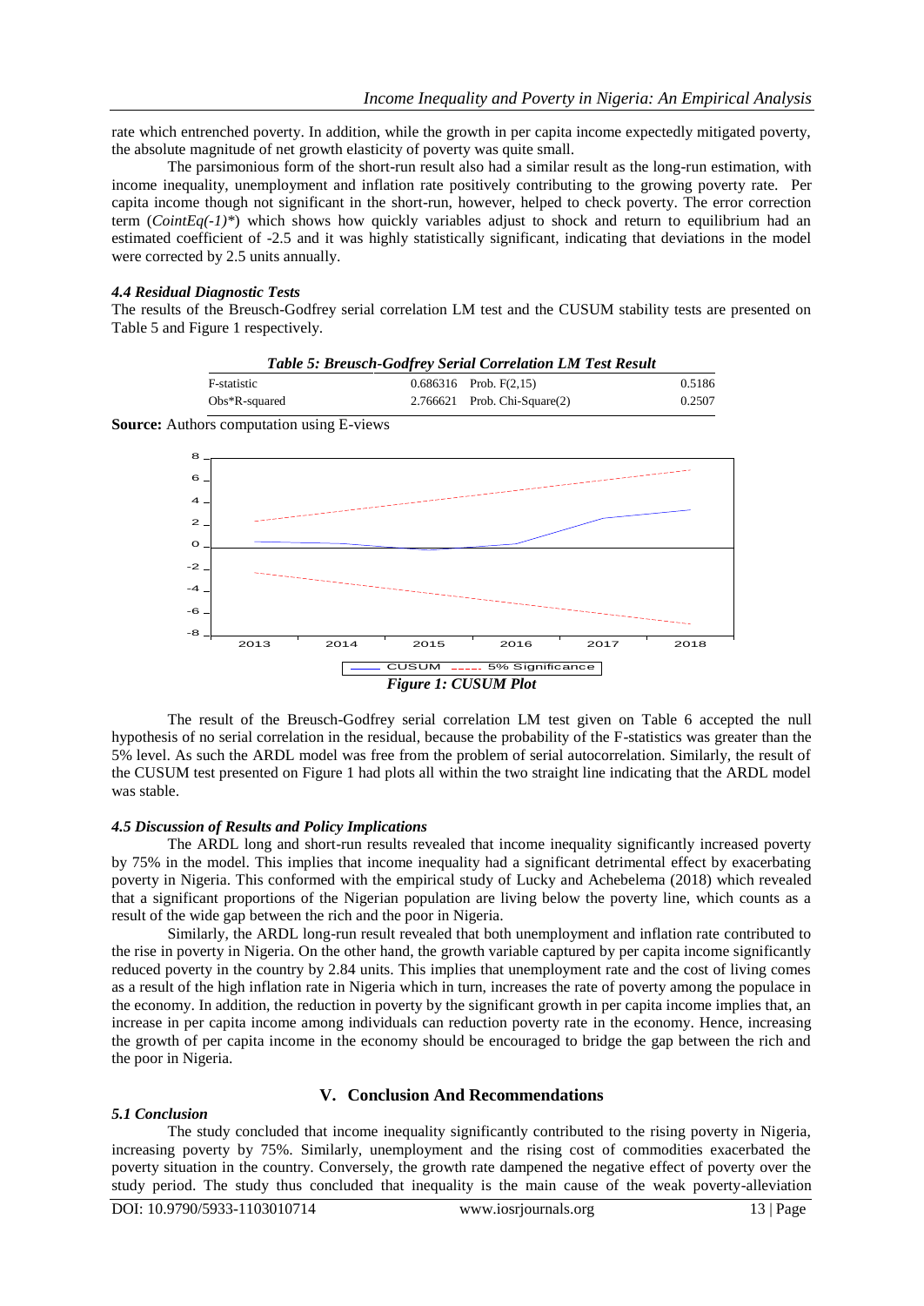rate which entrenched poverty. In addition, while the growth in per capita income expectedly mitigated poverty, the absolute magnitude of net growth elasticity of poverty was quite small.

The parsimonious form of the short-run result also had a similar result as the long-run estimation, with income inequality, unemployment and inflation rate positively contributing to the growing poverty rate. Per capita income though not significant in the short-run, however, helped to check poverty. The error correction term (*CointEq(-1)**) which shows how quickly variables adjust to shock and return to equilibrium had an estimated coefficient of -2.5 and it was highly statistically significant, indicating that deviations in the model were corrected by 2.5 units annually.

#### *4.4 Residual Diagnostic Tests*

The results of the Breusch-Godfrey serial correlation LM test and the CUSUM stability tests are presented on Table 5 and Figure 1 respectively.

***Table 5: Breusch-Godfrey Serial Correlation LM Test Result***

| | | | |
|---|---|---|---|
| F-statistic | 0.686316 | Prob. F(2,15) | 0.5186 |
| Obs*R-squared | 2.766621 | Prob. Chi-Square(2) | 0.2507 |

**Source:** Authors computation using E-views

***Figure 1: CUSUM Plot***

The result of the Breusch-Godfrey serial correlation LM test given on Table 6 accepted the null hypothesis of no serial correlation in the residual, because the probability of the F-statistics was greater than the 5% level. As such the ARDL model was free from the problem of serial autocorrelation. Similarly, the result of the CUSUM test presented on Figure 1 had plots all within the two straight line indicating that the ARDL model was stable.

#### *4.5 Discussion of Results and Policy Implications*

The ARDL long and short-run results revealed that income inequality significantly increased poverty by 75% in the model. This implies that income inequality had a significant detrimental effect by exacerbating poverty in Nigeria. This conformed with the empirical study of Lucky and Achebelema (2018) which revealed that a significant proportions of the Nigerian population are living below the poverty line, which counts as a result of the wide gap between the rich and the poor in Nigeria.

Similarly, the ARDL long-run result revealed that both unemployment and inflation rate contributed to the rise in poverty in Nigeria. On the other hand, the growth variable captured by per capita income significantly reduced poverty in the country by 2.84 units. This implies that unemployment rate and the cost of living comes as a result of the high inflation rate in Nigeria which in turn, increases the rate of poverty among the populace in the economy. In addition, the reduction in poverty by the significant growth in per capita income implies that, an increase in per capita income among individuals can reduction poverty rate in the economy. Hence, increasing the growth of per capita income in the economy should be encouraged to bridge the gap between the rich and the poor in Nigeria.

## V. Conclusion And Recommendations

#### *5.1 Conclusion*

The study concluded that income inequality significantly contributed to the rising poverty in Nigeria, increasing poverty by 75%. Similarly, unemployment and the rising cost of commodities exacerbated the poverty situation in the country. Conversely, the growth rate dampened the negative effect of poverty over the study period. The study thus concluded that inequality is the main cause of the weak poverty-alleviation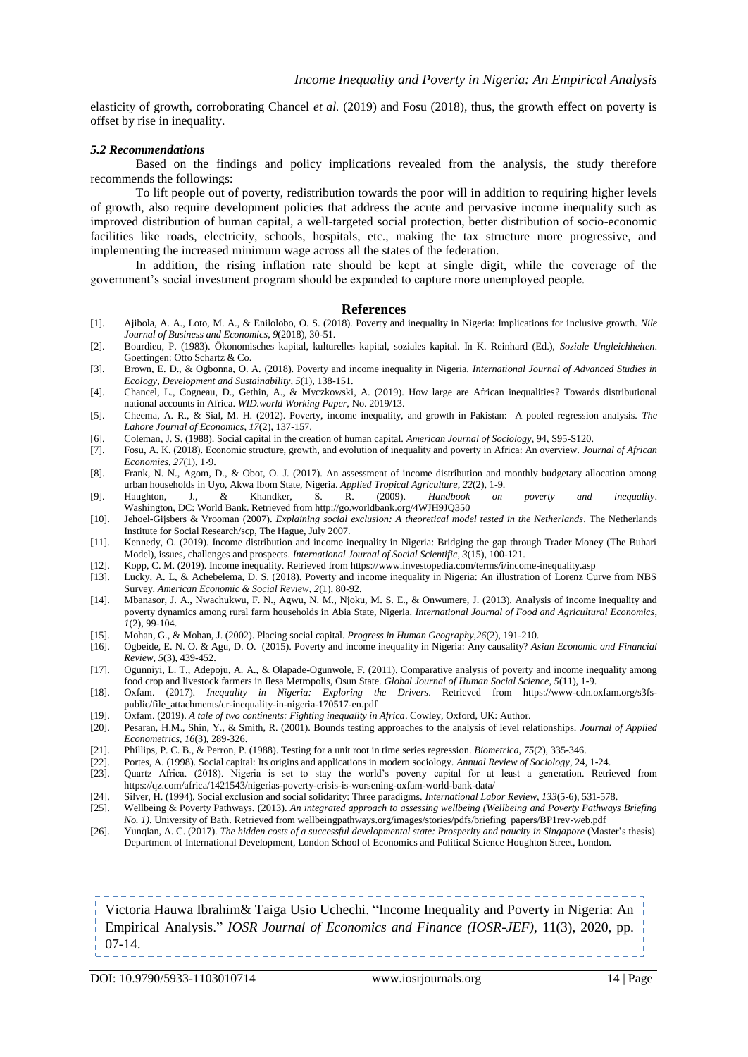elasticity of growth, corroborating Chancel *et al.* (2019) and Fosu (2018), thus, the growth effect on poverty is offset by rise in inequality.

### *5.2 Recommendations*

Based on the findings and policy implications revealed from the analysis, the study therefore recommends the followings:

To lift people out of poverty, redistribution towards the poor will in addition to requiring higher levels of growth, also require development policies that address the acute and pervasive income inequality such as improved distribution of human capital, a well-targeted social protection, better distribution of socio-economic facilities like roads, electricity, schools, hospitals, etc., making the tax structure more progressive, and implementing the increased minimum wage across all the states of the federation.

In addition, the rising inflation rate should be kept at single digit, while the coverage of the government's social investment program should be expanded to capture more unemployed people.

## References

[1]. Ajibola, A. A., Loto, M. A., & Enilolobo, O. S. (2018). Poverty and inequality in Nigeria: Implications for inclusive growth. *Nile Journal of Business and Economics*, *9*(2018), 30-51.

[2]. Bourdieu, P. (1983). Ökonomisches kapital, kulturelles kapital, soziales kapital. In K. Reinhard (Ed.), *Soziale Ungleichheiten*. Goettingen: Otto Schartz & Co.

[3]. Brown, E. D., & Ogbonna, O. A. (2018). Poverty and income inequality in Nigeria. *International Journal of Advanced Studies in Ecology, Development and Sustainability*, *5*(1), 138-151.

[4]. Chancel, L., Cogneau, D., Gethin, A., & Myczkowski, A. (2019). How large are African inequalities? Towards distributional national accounts in Africa. *WID.world Working Paper*, No. 2019/13.

[5]. Cheema, A. R., & Sial, M. H. (2012). Poverty, income inequality, and growth in Pakistan: A pooled regression analysis. *The Lahore Journal of Economics*, *17*(2), 137-157.

[6]. Coleman, J. S. (1988). Social capital in the creation of human capital. *American Journal of Sociology*, 94, S95-S120.

[7]. Fosu, A. K. (2018). Economic structure, growth, and evolution of inequality and poverty in Africa: An overview. *Journal of African Economies*, *27*(1), 1-9.

[8]. Frank, N. N., Agom, D., & Obot, O. J. (2017). An assessment of income distribution and monthly budgetary allocation among urban households in Uyo, Akwa Ibom State, Nigeria. *Applied Tropical Agriculture*, *22*(2), 1-9.

[9]. Haughton, J., & Khandker, S. R. (2009). *Handbook on poverty and inequality*. Washington, DC: World Bank. Retrieved from http://go.worldbank.org/4WJH9JQ350

[10]. Jehoel-Gijsbers & Vrooman (2007). *Explaining social exclusion: A theoretical model tested in the Netherlands*. The Netherlands Institute for Social Research/scp, The Hague, July 2007.

[11]. Kennedy, O. (2019). Income distribution and income inequality in Nigeria: Bridging the gap through Trader Money (The Buhari Model), issues, challenges and prospects. *International Journal of Social Scientific*, *3*(15), 100-121.

[12]. Kopp, C. M. (2019). Income inequality. Retrieved from https://www.investopedia.com/terms/i/income-inequality.asp

[13]. Lucky, A. L, & Achebelema, D. S. (2018). Poverty and income inequality in Nigeria: An illustration of Lorenz Curve from NBS Survey. *American Economic & Social Review*, *2*(1), 80-92.

[14]. Mbanasor, J. A., Nwachukwu, F. N., Agwu, N. M., Njoku, M. S. E., & Onwumere, J. (2013). Analysis of income inequality and poverty dynamics among rural farm households in Abia State, Nigeria. *International Journal of Food and Agricultural Economics*, *1*(2), 99-104.

[15]. Mohan, G., & Mohan, J. (2002). Placing social capital. *Progress in Human Geography*,*26*(2), 191-210.

[16]. Ogbeide, E. N. O. & Agu, D. O. (2015). Poverty and income inequality in Nigeria: Any causality? *Asian Economic and Financial Review*, *5*(3), 439-452.

[17]. Ogunniyi, L. T., Adepoju, A. A., & Olapade-Ogunwole, F. (2011). Comparative analysis of poverty and income inequality among food crop and livestock farmers in Ilesa Metropolis, Osun State. *Global Journal of Human Social Science*, *5*(11), 1-9.

[18]. Oxfam. (2017). *Inequality in Nigeria: Exploring the Drivers*. Retrieved from https://www-cdn.oxfam.org/s3fs-public/file_attachments/cr-inequality-in-nigeria-170517-en.pdf

[19]. Oxfam. (2019). *A tale of two continents: Fighting inequality in Africa*. Cowley, Oxford, UK: Author.

[20]. Pesaran, H.M., Shin, Y., & Smith, R. (2001). Bounds testing approaches to the analysis of level relationships. *Journal of Applied Econometrics*, *16*(3), 289-326.

[21]. Phillips, P. C. B., & Perron, P. (1988). Testing for a unit root in time series regression. *Biometrica*, *75*(2), 335-346.

[22]. Portes, A. (1998). Social capital: Its origins and applications in modern sociology. *Annual Review of Sociology*, 24, 1-24.

[23]. Quartz Africa. (2018). Nigeria is set to stay the world's poverty capital for at least a generation. Retrieved from https://qz.com/africa/1421543/nigerias-poverty-crisis-is-worsening-oxfam-world-bank-data/

[24]. Silver, H. (1994). Social exclusion and social solidarity: Three paradigms. *International Labor Review*, *133*(5-6), 531-578.

[25]. Wellbeing & Poverty Pathways. (2013). *An integrated approach to assessing wellbeing (Wellbeing and Poverty Pathways Briefing No. 1)*. University of Bath. Retrieved from wellbeingpathways.org/images/stories/pdfs/briefing_papers/BP1rev-web.pdf

[26]. Yunqian, A. C. (2017). *The hidden costs of a successful developmental state: Prosperity and paucity in Singapore* (Master's thesis). Department of International Development, London School of Economics and Political Science Houghton Street, London.

Victoria Hauwa Ibrahim& Taiga Usio Uchechi. "Income Inequality and Poverty in Nigeria: An Empirical Analysis." *IOSR Journal of Economics and Finance (IOSR-JEF)*, 11(3), 2020, pp. 07-14.